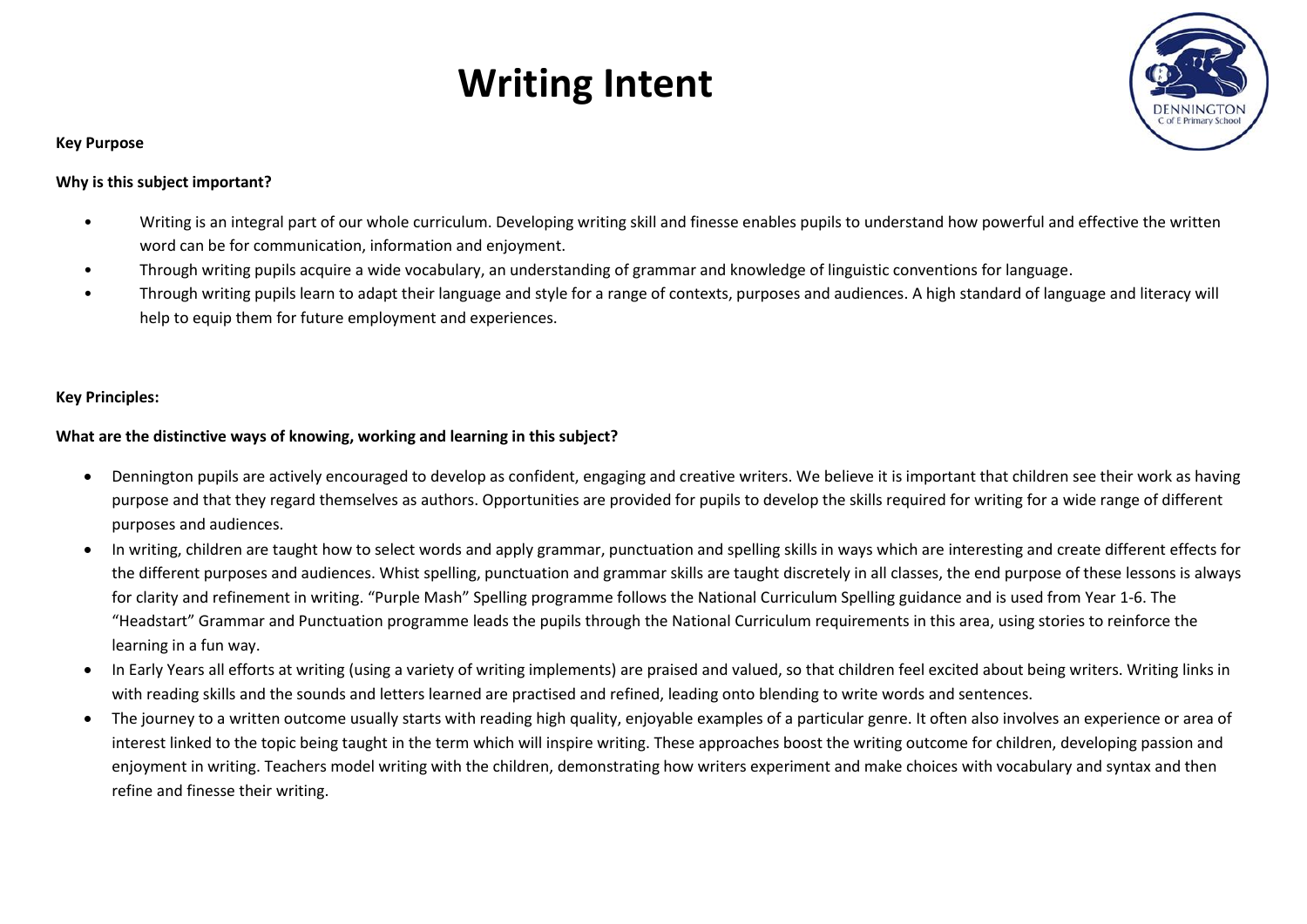# Writing Intent

**Key Purpose**

**Why is this subject important?**

- Writing is an integral part of our whole curriculum. Developing writing skill and finesse enables pupils to understand how powerful and effective the written word can be for communication, information and enjoyment.
- Through writing pupils acquire a wide vocabulary, an understanding of grammar and knowledge of linguistic conventions for language.
- Through writing pupils learn to adapt their language and style for a range of contexts, purposes and audiences. A high standard of language and literacy will help to equip them for future employment and experiences.

**Key Principles:**

**What are the distinctive ways of knowing, working and learning in this subject?**

- Dennington pupils are actively encouraged to develop as confident, engaging and creative writers. We believe it is important that children see their work as having purpose and that they regard themselves as authors. Opportunities are provided for pupils to develop the skills required for writing for a wide range of different purposes and audiences.
- In writing, children are taught how to select words and apply grammar, punctuation and spelling skills in ways which are interesting and create different effects for the different purposes and audiences. Whist spelling, punctuation and grammar skills are taught discretely in all classes, the end purpose of these lessons is always for clarity and refinement in writing. "Purple Mash" Spelling programme follows the National Curriculum Spelling guidance and is used from Year 1-6. The "Headstart" Grammar and Punctuation programme leads the pupils through the National Curriculum requirements in this area, using stories to reinforce the learning in a fun way.
- In Early Years all efforts at writing (using a variety of writing implements) are praised and valued, so that children feel excited about being writers. Writing links in with reading skills and the sounds and letters learned are practised and refined, leading onto blending to write words and sentences.
- The journey to a written outcome usually starts with reading high quality, enjoyable examples of a particular genre. It often also involves an experience or area of interest linked to the topic being taught in the term which will inspire writing. These approaches boost the writing outcome for children, developing passion and enjoyment in writing. Teachers model writing with the children, demonstrating how writers experiment and make choices with vocabulary and syntax and then refine and finesse their writing.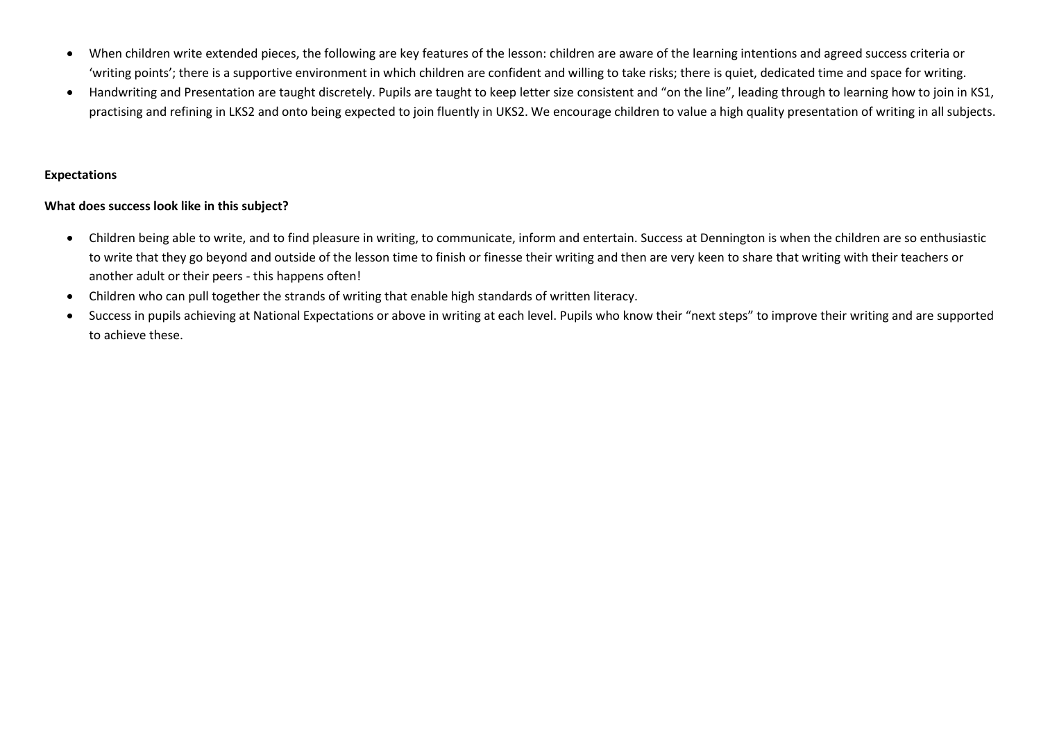- When children write extended pieces, the following are key features of the lesson: children are aware of the learning intentions and agreed success criteria or 'writing points'; there is a supportive environment in which children are confident and willing to take risks; there is quiet, dedicated time and space for writing.
- Handwriting and Presentation are taught discretely. Pupils are taught to keep letter size consistent and "on the line", leading through to learning how to join in KS1, practising and refining in LKS2 and onto being expected to join fluently in UKS2. We encourage children to value a high quality presentation of writing in all subjects.

**Expectations**

**What does success look like in this subject?**

- Children being able to write, and to find pleasure in writing, to communicate, inform and entertain. Success at Dennington is when the children are so enthusiastic to write that they go beyond and outside of the lesson time to finish or finesse their writing and then are very keen to share that writing with their teachers or another adult or their peers - this happens often!
- Children who can pull together the strands of writing that enable high standards of written literacy.
- Success in pupils achieving at National Expectations or above in writing at each level. Pupils who know their "next steps" to improve their writing and are supported to achieve these.